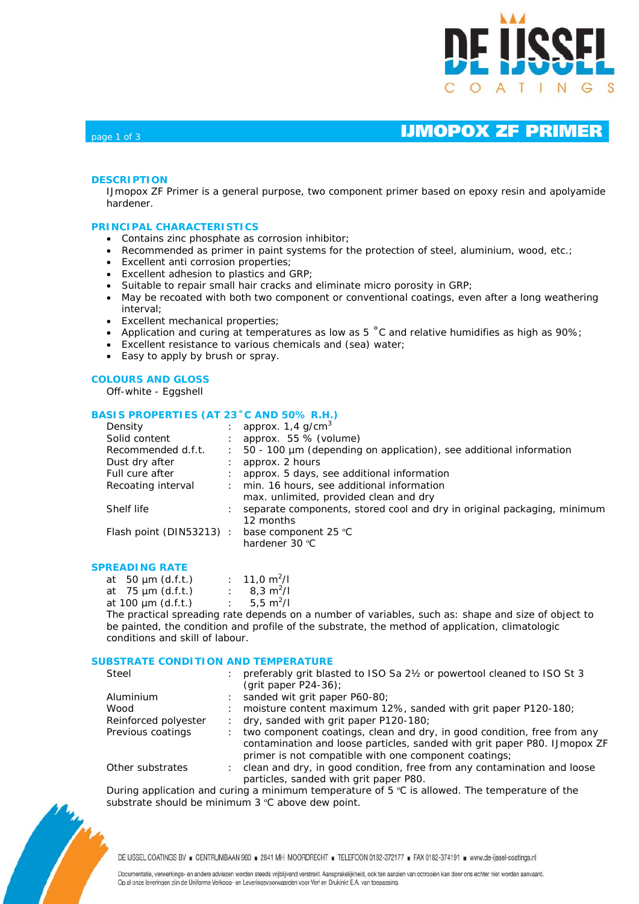# IJMOPOX ZF PRIMER

## DESCRIPTION

IJmopox ZF Primer is a general purpose, two component primer based on epoxy resin and apolyamide hardener.

## PRINCIPAL CHARACTERISTICS

- Contains zinc phosphate as corrosion inhibitor;
- Recommended as primer in paint systems for the protection of steel, aluminium, wood, etc.;
- Excellent anti corrosion properties;
- Excellent adhesion to plastics and GRP;
- Suitable to repair small hair cracks and eliminate micro porosity in GRP;
- May be recoated with both two component or conventional coatings, even after a long weathering interval;
- Excellent mechanical properties;
- Application and curing at temperatures as low as 5 °C and relative humidifies as high as 90%;
- Excellent resistance to various chemicals and (sea) water;
- Easy to apply by brush or spray.

## COLOURS AND GLOSS

Off-white - Eggshell

## BASIS PROPERTIES (AT 23°C AND 50% R.H.)

| | | |
|---|---|---|
| Density | : | approx. 1,4 g/cm$^3$ |
| Solid content | : | approx. 55 % (volume) |
| Recommended d.f.t. | : | 50 - 100 µm (depending on application), see additional information |
| Dust dry after | : | approx. 2 hours |
| Full cure after | : | approx. 5 days, see additional information |
| Recoating interval | : | min. 16 hours, see additional information<br>max. unlimited, provided clean and dry |
| Shelf life | : | separate components, stored cool and dry in original packaging, minimum 12 months |
| Flash point (DIN53213) | : | base component 25 °C<br>hardener 30 °C |

## SPREADING RATE

| | | |
|---|---|---|
| at 50 µm (d.f.t.) | : | 11,0 m$^2$/l |
| at 75 µm (d.f.t.) | : | 8,3 m$^2$/l |
| at 100 µm (d.f.t.) | : | 5,5 m$^2$/l |

The practical spreading rate depends on a number of variables, such as: shape and size of object to be painted, the condition and profile of the substrate, the method of application, climatologic conditions and skill of labour.

## SUBSTRATE CONDITION AND TEMPERATURE

| | | |
|---|---|---|
| Steel | : | preferably grit blasted to ISO Sa 2½ or powertool cleaned to ISO St 3 (grit paper P24-36); |
| Aluminium | : | sanded wit grit paper P60-80; |
| Wood | : | moisture content maximum 12%, sanded with grit paper P120-180; |
| Reinforced polyester | : | dry, sanded with grit paper P120-180; |
| Previous coatings | : | two component coatings, clean and dry, in good condition, free from any contamination and loose particles, sanded with grit paper P80. IJmopox ZF primer is not compatible with one component coatings; |
| Other substrates | : | clean and dry, in good condition, free from any contamination and loose particles, sanded with grit paper P80. |

During application and curing a minimum temperature of 5 °C is allowed. The temperature of the substrate should be minimum 3 °C above dew point.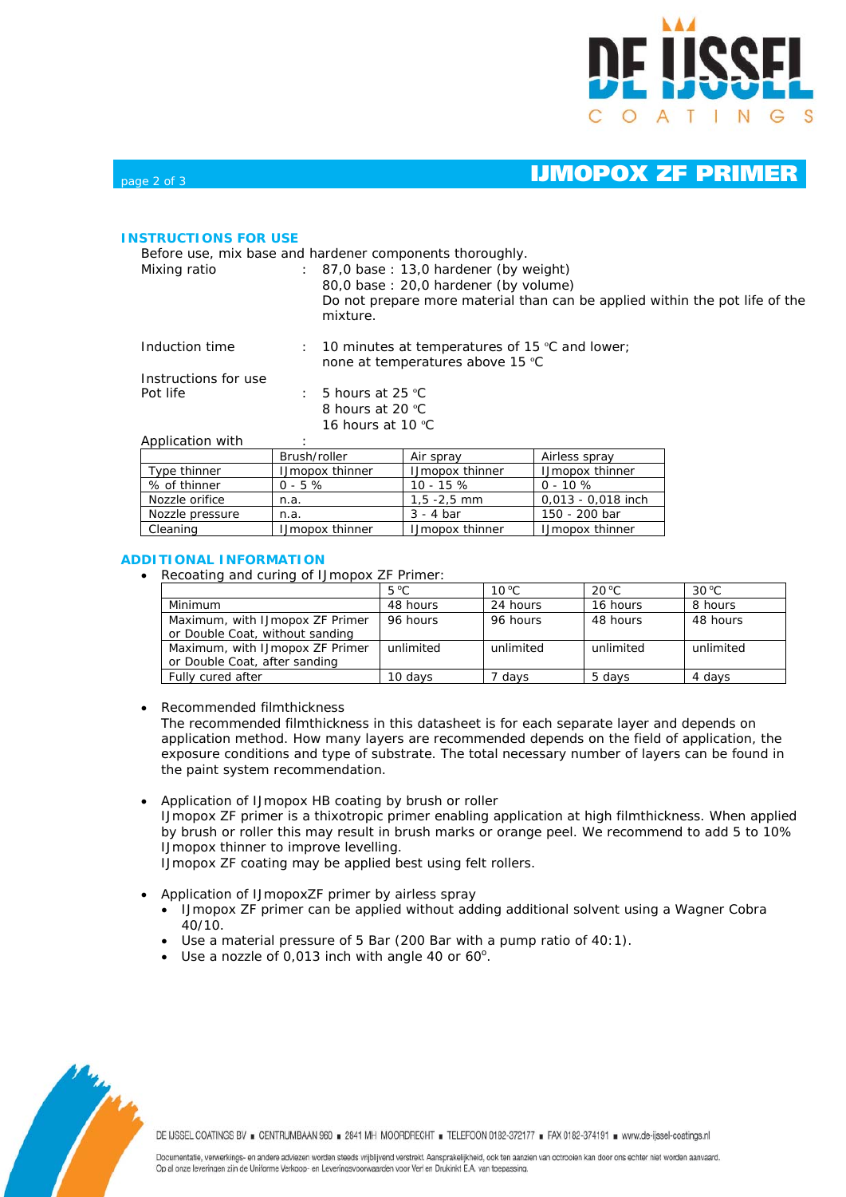## INSTRUCTIONS FOR USE

Before use, mix base and hardener components thoroughly.

Mixing ratio : 87,0 base : 13,0 hardener (by weight)
80,0 base : 20,0 hardener (by volume)
Do not prepare more material than can be applied within the pot life of the mixture.

Induction time : 10 minutes at temperatures of 15 °C and lower;
none at temperatures above 15 °C

Instructions for use
Pot life : 5 hours at 25 °C
8 hours at 20 °C
16 hours at 10 °C

Application with :

| | Brush/roller | Air spray | Airless spray |
|---|---|---|---|
| Type thinner | IJmopox thinner | IJmopox thinner | IJmopox thinner |
| % of thinner | 0 - 5 % | 10 - 15 % | 0 - 10 % |
| Nozzle orifice | n.a. | 1,5 -2,5 mm | 0,013 - 0,018 inch |
| Nozzle pressure | n.a. | 3 - 4 bar | 150 - 200 bar |
| Cleaning | IJmopox thinner | IJmopox thinner | IJmopox thinner |

## ADDITIONAL INFORMATION

- Recoating and curing of IJmopox ZF Primer:

| | 5 °C | 10 °C | 20 °C | 30 °C |
|---|---|---|---|---|
| Minimum | 48 hours | 24 hours | 16 hours | 8 hours |
| Maximum, with IJmopox ZF Primer or Double Coat, without sanding | 96 hours | 96 hours | 48 hours | 48 hours |
| Maximum, with IJmopox ZF Primer or Double Coat, after sanding | unlimited | unlimited | unlimited | unlimited |
| Fully cured after | 10 days | 7 days | 5 days | 4 days |

- Recommended filmthickness
  The recommended filmthickness in this datasheet is for each separate layer and depends on application method. How many layers are recommended depends on the field of application, the exposure conditions and type of substrate. The total necessary number of layers can be found in the paint system recommendation.

- Application of IJmopox HB coating by brush or roller
  IJmopox ZF primer is a thixotropic primer enabling application at high filmthickness. When applied by brush or roller this may result in brush marks or orange peel. We recommend to add 5 to 10% IJmopox thinner to improve levelling.
  IJmopox ZF coating may be applied best using felt rollers.

- Application of IJmopoxZF primer by airless spray
  - IJmopox ZF primer can be applied without adding additional solvent using a Wagner Cobra 40/10.
  - Use a material pressure of 5 Bar (200 Bar with a pump ratio of 40:1).
  - Use a nozzle of 0,013 inch with angle 40 or 60°.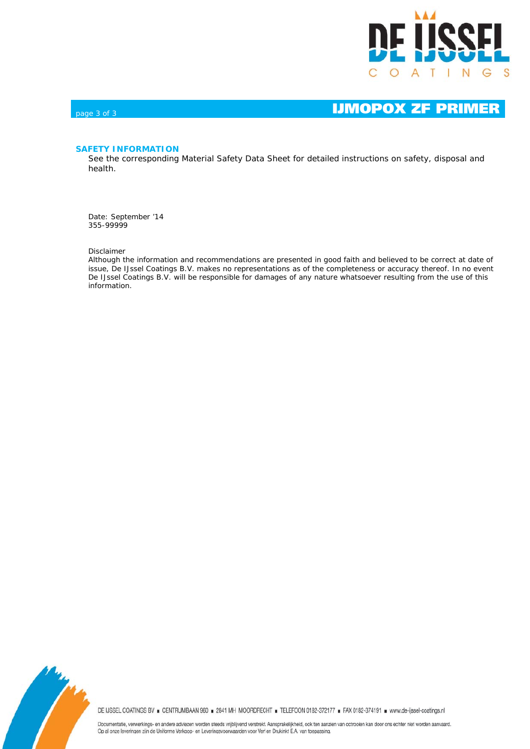## SAFETY INFORMATION

See the corresponding Material Safety Data Sheet for detailed instructions on safety, disposal and health.

Date: September '14
355-99999

Disclaimer
Although the information and recommendations are presented in good faith and believed to be correct at date of issue, De IJssel Coatings B.V. makes no representations as of the completeness or accuracy thereof. In no event De IJssel Coatings B.V. will be responsible for damages of any nature whatsoever resulting from the use of this information.